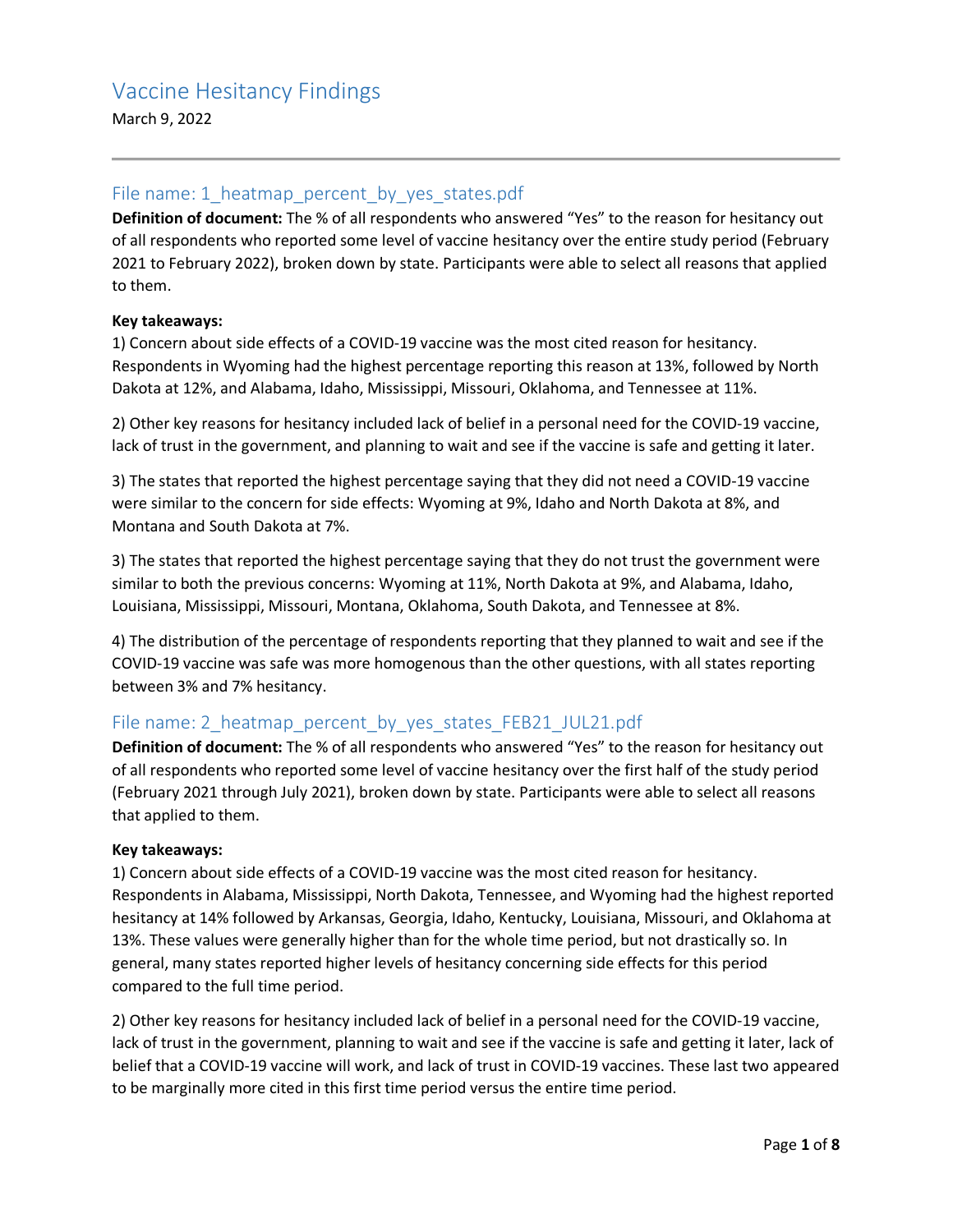# Vaccine Hesitancy Findings

March 9, 2022

---

## File name: 1_heatmap_percent_by_yes_states.pdf

**Definition of document:** The % of all respondents who answered "Yes" to the reason for hesitancy out of all respondents who reported some level of vaccine hesitancy over the entire study period (February 2021 to February 2022), broken down by state. Participants were able to select all reasons that applied to them.

**Key takeaways:**

1) Concern about side effects of a COVID-19 vaccine was the most cited reason for hesitancy. Respondents in Wyoming had the highest percentage reporting this reason at 13%, followed by North Dakota at 12%, and Alabama, Idaho, Mississippi, Missouri, Oklahoma, and Tennessee at 11%.

2) Other key reasons for hesitancy included lack of belief in a personal need for the COVID-19 vaccine, lack of trust in the government, and planning to wait and see if the vaccine is safe and getting it later.

3) The states that reported the highest percentage saying that they did not need a COVID-19 vaccine were similar to the concern for side effects: Wyoming at 9%, Idaho and North Dakota at 8%, and Montana and South Dakota at 7%.

3) The states that reported the highest percentage saying that they do not trust the government were similar to both the previous concerns: Wyoming at 11%, North Dakota at 9%, and Alabama, Idaho, Louisiana, Mississippi, Missouri, Montana, Oklahoma, South Dakota, and Tennessee at 8%.

4) The distribution of the percentage of respondents reporting that they planned to wait and see if the COVID-19 vaccine was safe was more homogenous than the other questions, with all states reporting between 3% and 7% hesitancy.

## File name: 2_heatmap_percent_by_yes_states_FEB21_JUL21.pdf

**Definition of document:** The % of all respondents who answered "Yes" to the reason for hesitancy out of all respondents who reported some level of vaccine hesitancy over the first half of the study period (February 2021 through July 2021), broken down by state. Participants were able to select all reasons that applied to them.

**Key takeaways:**

1) Concern about side effects of a COVID-19 vaccine was the most cited reason for hesitancy. Respondents in Alabama, Mississippi, North Dakota, Tennessee, and Wyoming had the highest reported hesitancy at 14% followed by Arkansas, Georgia, Idaho, Kentucky, Louisiana, Missouri, and Oklahoma at 13%. These values were generally higher than for the whole time period, but not drastically so. In general, many states reported higher levels of hesitancy concerning side effects for this period compared to the full time period.

2) Other key reasons for hesitancy included lack of belief in a personal need for the COVID-19 vaccine, lack of trust in the government, planning to wait and see if the vaccine is safe and getting it later, lack of belief that a COVID-19 vaccine will work, and lack of trust in COVID-19 vaccines. These last two appeared to be marginally more cited in this first time period versus the entire time period.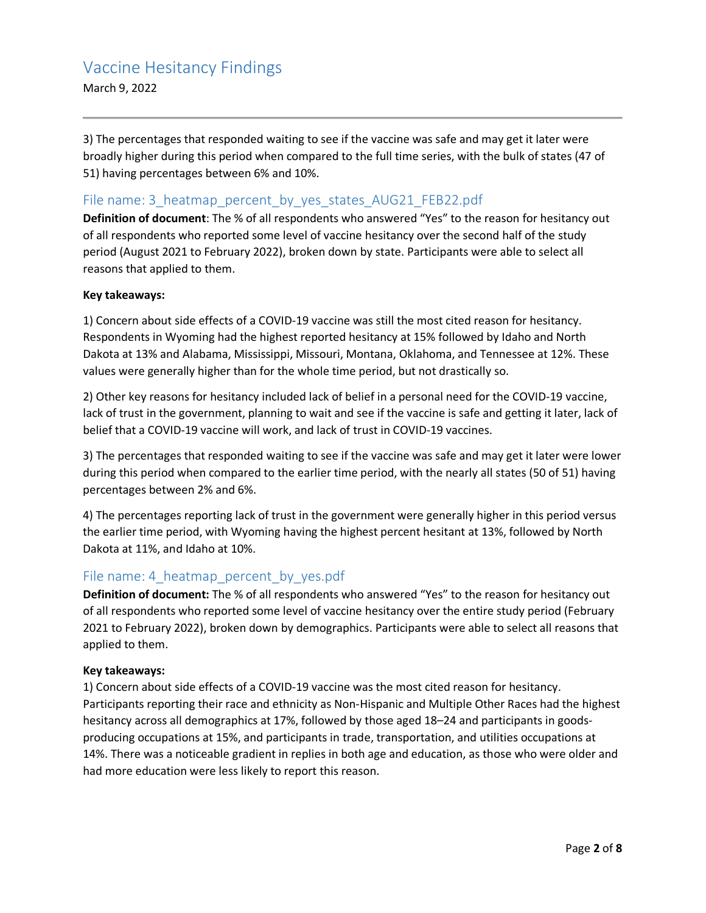3) The percentages that responded waiting to see if the vaccine was safe and may get it later were broadly higher during this period when compared to the full time series, with the bulk of states (47 of 51) having percentages between 6% and 10%.

## File name: 3_heatmap_percent_by_yes_states_AUG21_FEB22.pdf

**Definition of document**: The % of all respondents who answered "Yes" to the reason for hesitancy out of all respondents who reported some level of vaccine hesitancy over the second half of the study period (August 2021 to February 2022), broken down by state. Participants were able to select all reasons that applied to them.

**Key takeaways:**

1) Concern about side effects of a COVID-19 vaccine was still the most cited reason for hesitancy. Respondents in Wyoming had the highest reported hesitancy at 15% followed by Idaho and North Dakota at 13% and Alabama, Mississippi, Missouri, Montana, Oklahoma, and Tennessee at 12%. These values were generally higher than for the whole time period, but not drastically so.

2) Other key reasons for hesitancy included lack of belief in a personal need for the COVID-19 vaccine, lack of trust in the government, planning to wait and see if the vaccine is safe and getting it later, lack of belief that a COVID-19 vaccine will work, and lack of trust in COVID-19 vaccines.

3) The percentages that responded waiting to see if the vaccine was safe and may get it later were lower during this period when compared to the earlier time period, with the nearly all states (50 of 51) having percentages between 2% and 6%.

4) The percentages reporting lack of trust in the government were generally higher in this period versus the earlier time period, with Wyoming having the highest percent hesitant at 13%, followed by North Dakota at 11%, and Idaho at 10%.

## File name: 4_heatmap_percent_by_yes.pdf

**Definition of document:** The % of all respondents who answered "Yes" to the reason for hesitancy out of all respondents who reported some level of vaccine hesitancy over the entire study period (February 2021 to February 2022), broken down by demographics. Participants were able to select all reasons that applied to them.

**Key takeaways:**

1) Concern about side effects of a COVID-19 vaccine was the most cited reason for hesitancy. Participants reporting their race and ethnicity as Non-Hispanic and Multiple Other Races had the highest hesitancy across all demographics at 17%, followed by those aged 18–24 and participants in goods-producing occupations at 15%, and participants in trade, transportation, and utilities occupations at 14%. There was a noticeable gradient in replies in both age and education, as those who were older and had more education were less likely to report this reason.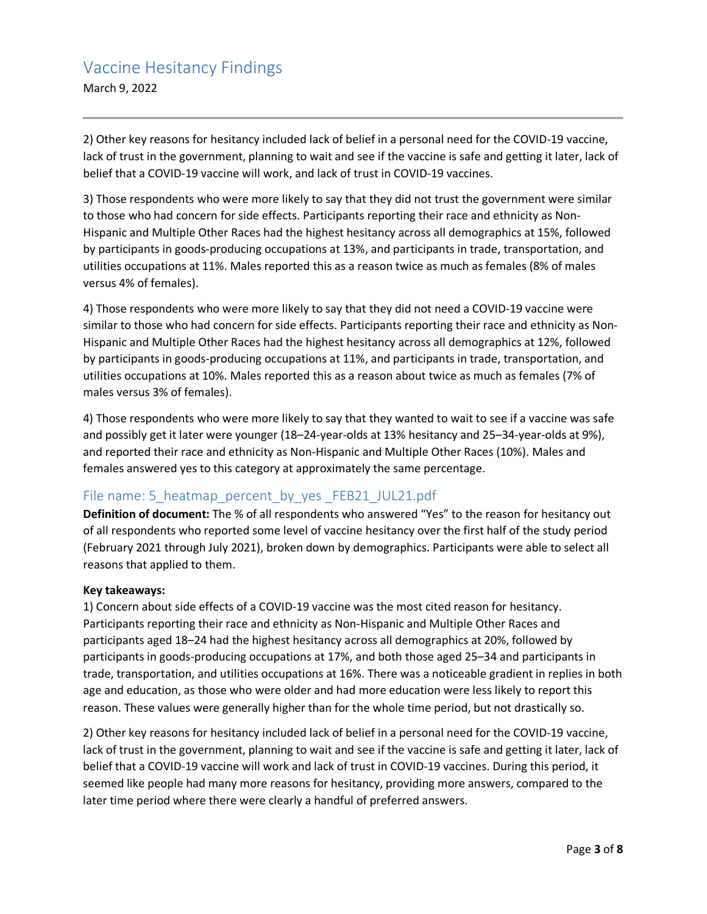2) Other key reasons for hesitancy included lack of belief in a personal need for the COVID-19 vaccine, lack of trust in the government, planning to wait and see if the vaccine is safe and getting it later, lack of belief that a COVID-19 vaccine will work, and lack of trust in COVID-19 vaccines.

3) Those respondents who were more likely to say that they did not trust the government were similar to those who had concern for side effects. Participants reporting their race and ethnicity as Non-Hispanic and Multiple Other Races had the highest hesitancy across all demographics at 15%, followed by participants in goods-producing occupations at 13%, and participants in trade, transportation, and utilities occupations at 11%. Males reported this as a reason twice as much as females (8% of males versus 4% of females).

4) Those respondents who were more likely to say that they did not need a COVID-19 vaccine were similar to those who had concern for side effects. Participants reporting their race and ethnicity as Non-Hispanic and Multiple Other Races had the highest hesitancy across all demographics at 12%, followed by participants in goods-producing occupations at 11%, and participants in trade, transportation, and utilities occupations at 10%. Males reported this as a reason about twice as much as females (7% of males versus 3% of females).

4) Those respondents who were more likely to say that they wanted to wait to see if a vaccine was safe and possibly get it later were younger (18–24-year-olds at 13% hesitancy and 25–34-year-olds at 9%), and reported their race and ethnicity as Non-Hispanic and Multiple Other Races (10%). Males and females answered yes to this category at approximately the same percentage.

## File name: 5_heatmap_percent_by_yes _FEB21_JUL21.pdf

**Definition of document:** The % of all respondents who answered "Yes" to the reason for hesitancy out of all respondents who reported some level of vaccine hesitancy over the first half of the study period (February 2021 through July 2021), broken down by demographics. Participants were able to select all reasons that applied to them.

**Key takeaways:**

1) Concern about side effects of a COVID-19 vaccine was the most cited reason for hesitancy. Participants reporting their race and ethnicity as Non-Hispanic and Multiple Other Races and participants aged 18–24 had the highest hesitancy across all demographics at 20%, followed by participants in goods-producing occupations at 17%, and both those aged 25–34 and participants in trade, transportation, and utilities occupations at 16%. There was a noticeable gradient in replies in both age and education, as those who were older and had more education were less likely to report this reason. These values were generally higher than for the whole time period, but not drastically so.

2) Other key reasons for hesitancy included lack of belief in a personal need for the COVID-19 vaccine, lack of trust in the government, planning to wait and see if the vaccine is safe and getting it later, lack of belief that a COVID-19 vaccine will work and lack of trust in COVID-19 vaccines. During this period, it seemed like people had many more reasons for hesitancy, providing more answers, compared to the later time period where there were clearly a handful of preferred answers.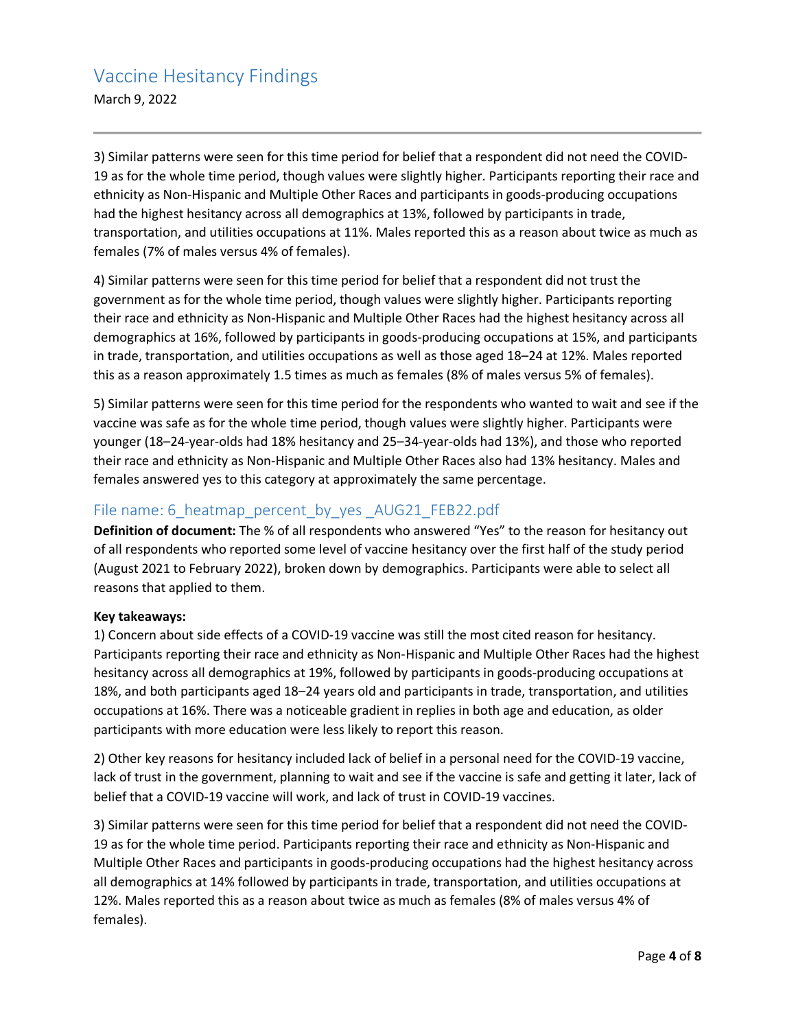3) Similar patterns were seen for this time period for belief that a respondent did not need the COVID-19 as for the whole time period, though values were slightly higher. Participants reporting their race and ethnicity as Non-Hispanic and Multiple Other Races and participants in goods-producing occupations had the highest hesitancy across all demographics at 13%, followed by participants in trade, transportation, and utilities occupations at 11%. Males reported this as a reason about twice as much as females (7% of males versus 4% of females).

4) Similar patterns were seen for this time period for belief that a respondent did not trust the government as for the whole time period, though values were slightly higher. Participants reporting their race and ethnicity as Non-Hispanic and Multiple Other Races had the highest hesitancy across all demographics at 16%, followed by participants in goods-producing occupations at 15%, and participants in trade, transportation, and utilities occupations as well as those aged 18–24 at 12%. Males reported this as a reason approximately 1.5 times as much as females (8% of males versus 5% of females).

5) Similar patterns were seen for this time period for the respondents who wanted to wait and see if the vaccine was safe as for the whole time period, though values were slightly higher. Participants were younger (18–24-year-olds had 18% hesitancy and 25–34-year-olds had 13%), and those who reported their race and ethnicity as Non-Hispanic and Multiple Other Races also had 13% hesitancy. Males and females answered yes to this category at approximately the same percentage.

## File name: 6_heatmap_percent_by_yes _AUG21_FEB22.pdf

**Definition of document:** The % of all respondents who answered "Yes" to the reason for hesitancy out of all respondents who reported some level of vaccine hesitancy over the first half of the study period (August 2021 to February 2022), broken down by demographics. Participants were able to select all reasons that applied to them.

**Key takeaways:**

1) Concern about side effects of a COVID-19 vaccine was still the most cited reason for hesitancy. Participants reporting their race and ethnicity as Non-Hispanic and Multiple Other Races had the highest hesitancy across all demographics at 19%, followed by participants in goods-producing occupations at 18%, and both participants aged 18–24 years old and participants in trade, transportation, and utilities occupations at 16%. There was a noticeable gradient in replies in both age and education, as older participants with more education were less likely to report this reason.

2) Other key reasons for hesitancy included lack of belief in a personal need for the COVID-19 vaccine, lack of trust in the government, planning to wait and see if the vaccine is safe and getting it later, lack of belief that a COVID-19 vaccine will work, and lack of trust in COVID-19 vaccines.

3) Similar patterns were seen for this time period for belief that a respondent did not need the COVID-19 as for the whole time period. Participants reporting their race and ethnicity as Non-Hispanic and Multiple Other Races and participants in goods-producing occupations had the highest hesitancy across all demographics at 14% followed by participants in trade, transportation, and utilities occupations at 12%. Males reported this as a reason about twice as much as females (8% of males versus 4% of females).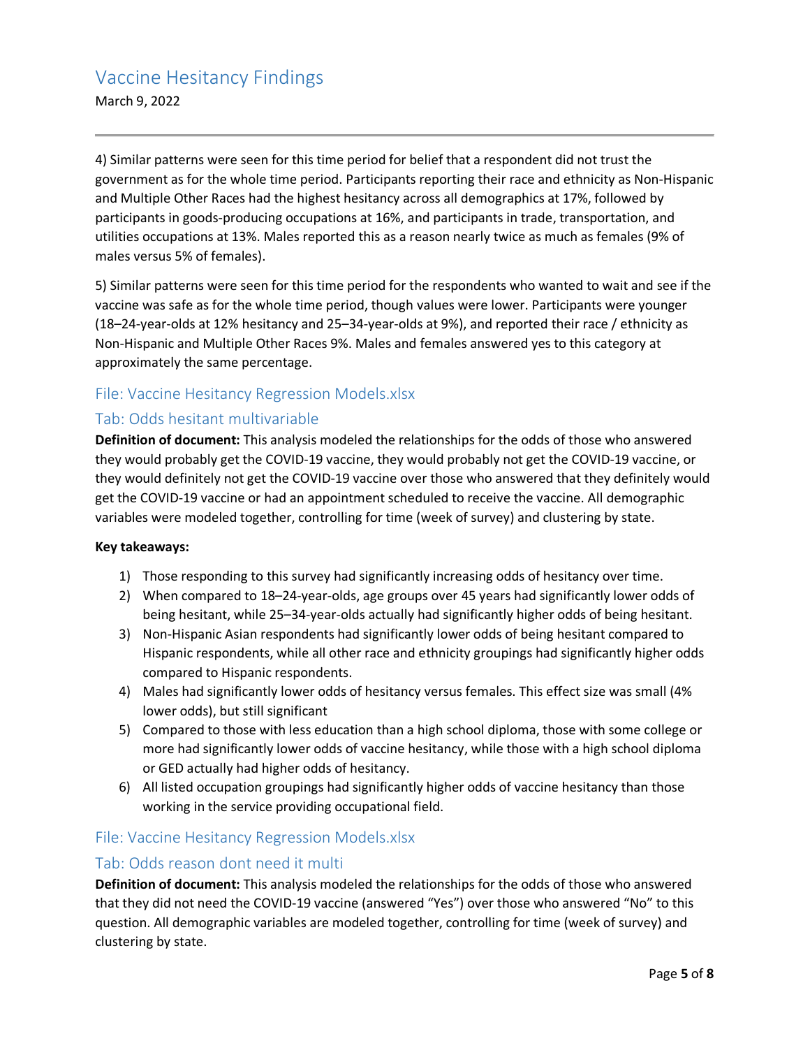4) Similar patterns were seen for this time period for belief that a respondent did not trust the government as for the whole time period. Participants reporting their race and ethnicity as Non-Hispanic and Multiple Other Races had the highest hesitancy across all demographics at 17%, followed by participants in goods-producing occupations at 16%, and participants in trade, transportation, and utilities occupations at 13%. Males reported this as a reason nearly twice as much as females (9% of males versus 5% of females).

5) Similar patterns were seen for this time period for the respondents who wanted to wait and see if the vaccine was safe as for the whole time period, though values were lower. Participants were younger (18–24-year-olds at 12% hesitancy and 25–34-year-olds at 9%), and reported their race / ethnicity as Non-Hispanic and Multiple Other Races 9%. Males and females answered yes to this category at approximately the same percentage.

## File: Vaccine Hesitancy Regression Models.xlsx

### Tab: Odds hesitant multivariable

**Definition of document:** This analysis modeled the relationships for the odds of those who answered they would probably get the COVID-19 vaccine, they would probably not get the COVID-19 vaccine, or they would definitely not get the COVID-19 vaccine over those who answered that they definitely would get the COVID-19 vaccine or had an appointment scheduled to receive the vaccine. All demographic variables were modeled together, controlling for time (week of survey) and clustering by state.

**Key takeaways:**

1) Those responding to this survey had significantly increasing odds of hesitancy over time.
2) When compared to 18–24-year-olds, age groups over 45 years had significantly lower odds of being hesitant, while 25–34-year-olds actually had significantly higher odds of being hesitant.
3) Non-Hispanic Asian respondents had significantly lower odds of being hesitant compared to Hispanic respondents, while all other race and ethnicity groupings had significantly higher odds compared to Hispanic respondents.
4) Males had significantly lower odds of hesitancy versus females. This effect size was small (4% lower odds), but still significant
5) Compared to those with less education than a high school diploma, those with some college or more had significantly lower odds of vaccine hesitancy, while those with a high school diploma or GED actually had higher odds of hesitancy.
6) All listed occupation groupings had significantly higher odds of vaccine hesitancy than those working in the service providing occupational field.

## File: Vaccine Hesitancy Regression Models.xlsx

### Tab: Odds reason dont need it multi

**Definition of document:** This analysis modeled the relationships for the odds of those who answered that they did not need the COVID-19 vaccine (answered "Yes") over those who answered "No" to this question. All demographic variables are modeled together, controlling for time (week of survey) and clustering by state.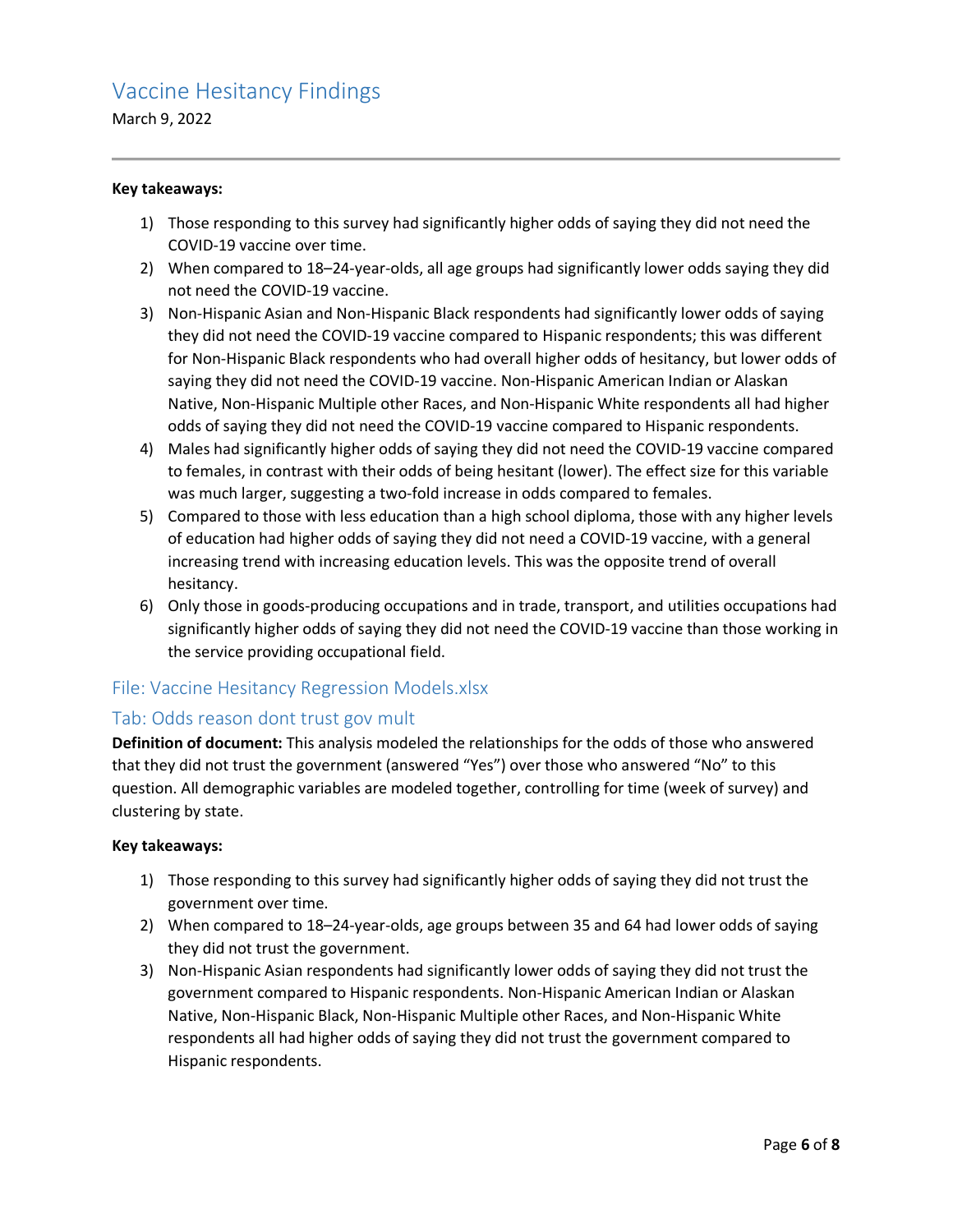**Key takeaways:**

1) Those responding to this survey had significantly higher odds of saying they did not need the COVID-19 vaccine over time.
2) When compared to 18–24-year-olds, all age groups had significantly lower odds saying they did not need the COVID-19 vaccine.
3) Non-Hispanic Asian and Non-Hispanic Black respondents had significantly lower odds of saying they did not need the COVID-19 vaccine compared to Hispanic respondents; this was different for Non-Hispanic Black respondents who had overall higher odds of hesitancy, but lower odds of saying they did not need the COVID-19 vaccine. Non-Hispanic American Indian or Alaskan Native, Non-Hispanic Multiple other Races, and Non-Hispanic White respondents all had higher odds of saying they did not need the COVID-19 vaccine compared to Hispanic respondents.
4) Males had significantly higher odds of saying they did not need the COVID-19 vaccine compared to females, in contrast with their odds of being hesitant (lower). The effect size for this variable was much larger, suggesting a two-fold increase in odds compared to females.
5) Compared to those with less education than a high school diploma, those with any higher levels of education had higher odds of saying they did not need a COVID-19 vaccine, with a general increasing trend with increasing education levels. This was the opposite trend of overall hesitancy.
6) Only those in goods-producing occupations and in trade, transport, and utilities occupations had significantly higher odds of saying they did not need the COVID-19 vaccine than those working in the service providing occupational field.

## File: Vaccine Hesitancy Regression Models.xlsx

## Tab: Odds reason dont trust gov mult

**Definition of document:** This analysis modeled the relationships for the odds of those who answered that they did not trust the government (answered “Yes”) over those who answered “No” to this question. All demographic variables are modeled together, controlling for time (week of survey) and clustering by state.

**Key takeaways:**

1) Those responding to this survey had significantly higher odds of saying they did not trust the government over time.
2) When compared to 18–24-year-olds, age groups between 35 and 64 had lower odds of saying they did not trust the government.
3) Non-Hispanic Asian respondents had significantly lower odds of saying they did not trust the government compared to Hispanic respondents. Non-Hispanic American Indian or Alaskan Native, Non-Hispanic Black, Non-Hispanic Multiple other Races, and Non-Hispanic White respondents all had higher odds of saying they did not trust the government compared to Hispanic respondents.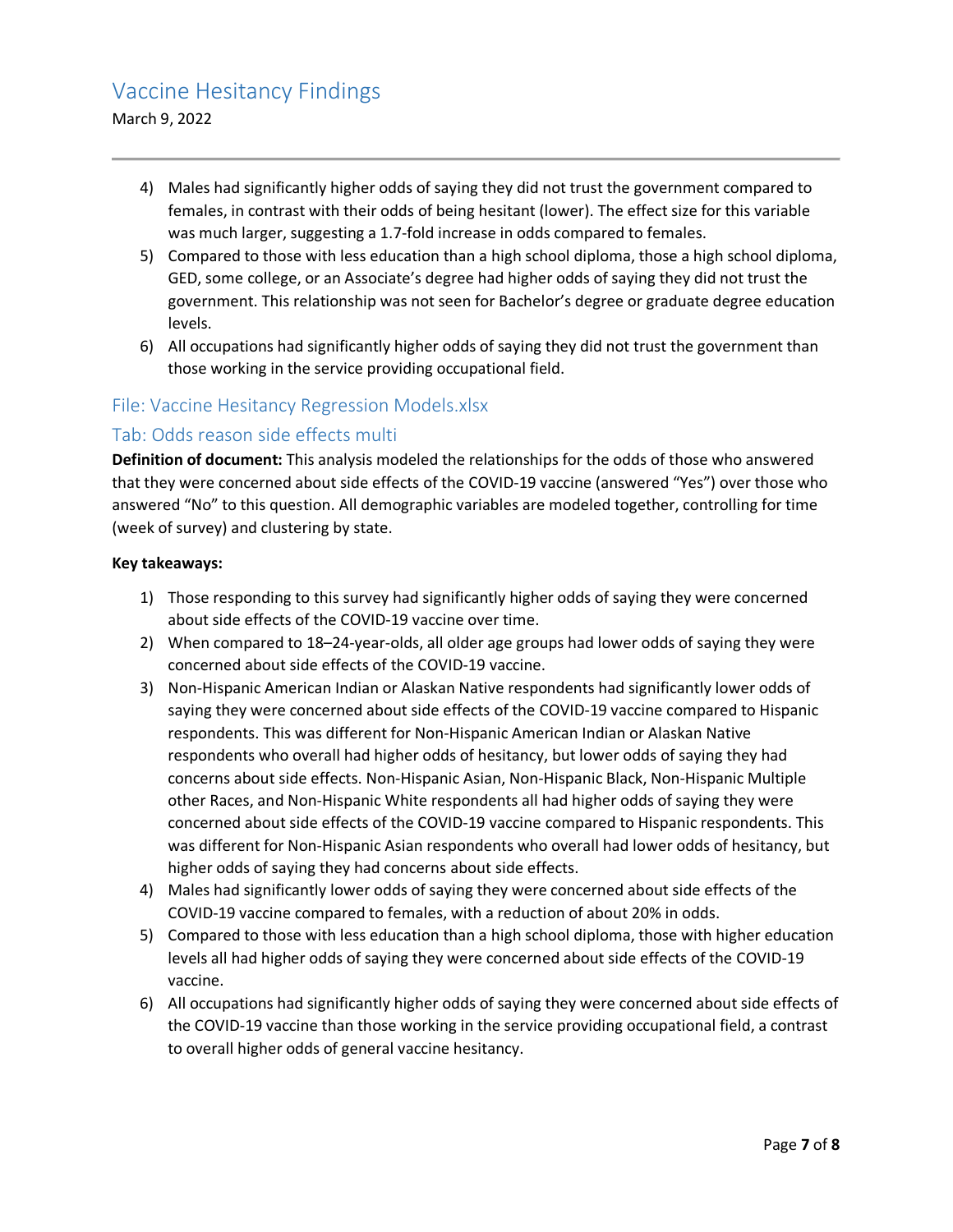4) Males had significantly higher odds of saying they did not trust the government compared to females, in contrast with their odds of being hesitant (lower). The effect size for this variable was much larger, suggesting a 1.7-fold increase in odds compared to females.
5) Compared to those with less education than a high school diploma, those a high school diploma, GED, some college, or an Associate's degree had higher odds of saying they did not trust the government. This relationship was not seen for Bachelor's degree or graduate degree education levels.
6) All occupations had significantly higher odds of saying they did not trust the government than those working in the service providing occupational field.

## File: Vaccine Hesitancy Regression Models.xlsx

## Tab: Odds reason side effects multi

**Definition of document:** This analysis modeled the relationships for the odds of those who answered that they were concerned about side effects of the COVID-19 vaccine (answered "Yes") over those who answered "No" to this question. All demographic variables are modeled together, controlling for time (week of survey) and clustering by state.

**Key takeaways:**

1) Those responding to this survey had significantly higher odds of saying they were concerned about side effects of the COVID-19 vaccine over time.
2) When compared to 18–24-year-olds, all older age groups had lower odds of saying they were concerned about side effects of the COVID-19 vaccine.
3) Non-Hispanic American Indian or Alaskan Native respondents had significantly lower odds of saying they were concerned about side effects of the COVID-19 vaccine compared to Hispanic respondents. This was different for Non-Hispanic American Indian or Alaskan Native respondents who overall had higher odds of hesitancy, but lower odds of saying they had concerns about side effects. Non-Hispanic Asian, Non-Hispanic Black, Non-Hispanic Multiple other Races, and Non-Hispanic White respondents all had higher odds of saying they were concerned about side effects of the COVID-19 vaccine compared to Hispanic respondents. This was different for Non-Hispanic Asian respondents who overall had lower odds of hesitancy, but higher odds of saying they had concerns about side effects.
4) Males had significantly lower odds of saying they were concerned about side effects of the COVID-19 vaccine compared to females, with a reduction of about 20% in odds.
5) Compared to those with less education than a high school diploma, those with higher education levels all had higher odds of saying they were concerned about side effects of the COVID-19 vaccine.
6) All occupations had significantly higher odds of saying they were concerned about side effects of the COVID-19 vaccine than those working in the service providing occupational field, a contrast to overall higher odds of general vaccine hesitancy.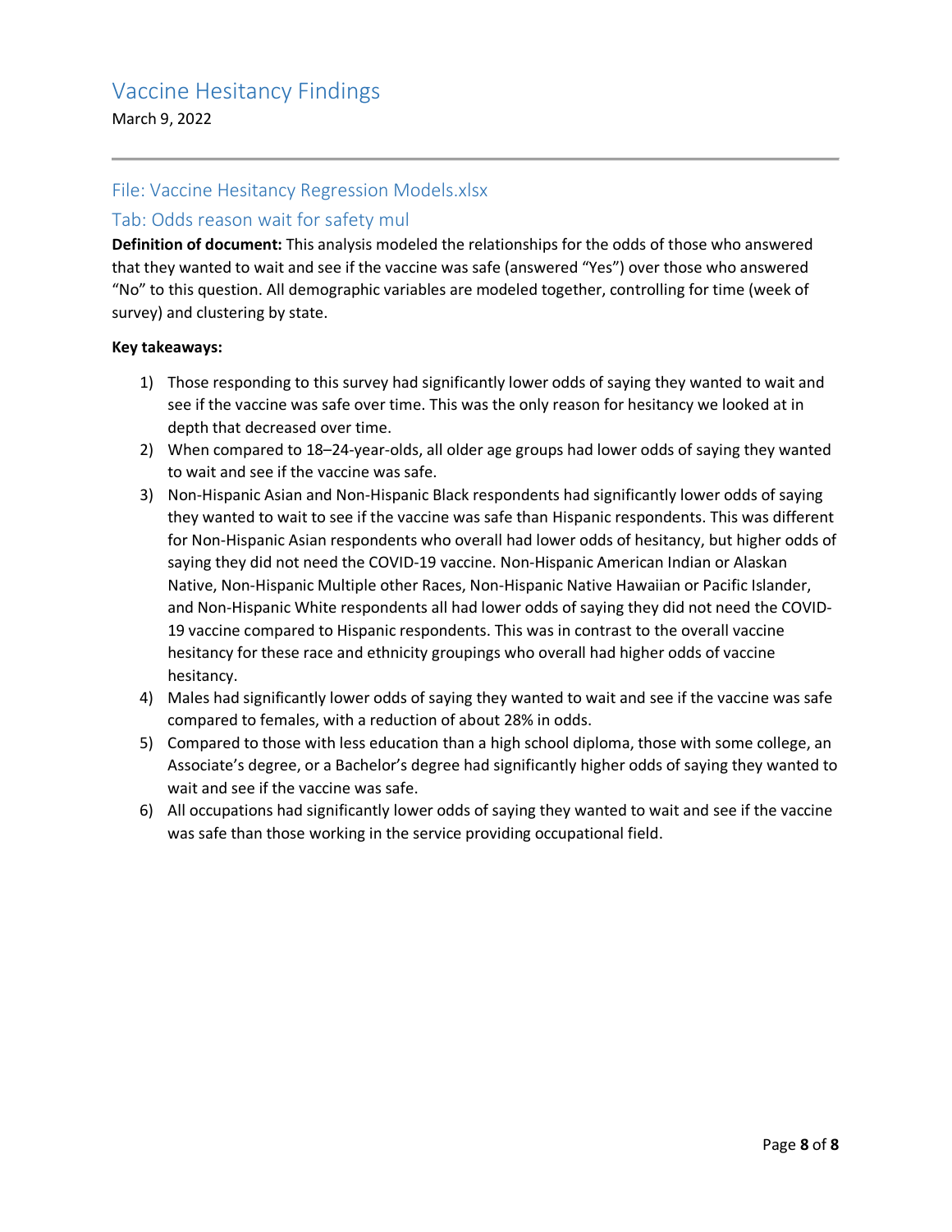# Vaccine Hesitancy Findings

March 9, 2022

## File: Vaccine Hesitancy Regression Models.xlsx

## Tab: Odds reason wait for safety mul

**Definition of document:** This analysis modeled the relationships for the odds of those who answered that they wanted to wait and see if the vaccine was safe (answered "Yes") over those who answered "No" to this question. All demographic variables are modeled together, controlling for time (week of survey) and clustering by state.

**Key takeaways:**

1) Those responding to this survey had significantly lower odds of saying they wanted to wait and see if the vaccine was safe over time. This was the only reason for hesitancy we looked at in depth that decreased over time.
2) When compared to 18–24-year-olds, all older age groups had lower odds of saying they wanted to wait and see if the vaccine was safe.
3) Non-Hispanic Asian and Non-Hispanic Black respondents had significantly lower odds of saying they wanted to wait to see if the vaccine was safe than Hispanic respondents. This was different for Non-Hispanic Asian respondents who overall had lower odds of hesitancy, but higher odds of saying they did not need the COVID-19 vaccine. Non-Hispanic American Indian or Alaskan Native, Non-Hispanic Multiple other Races, Non-Hispanic Native Hawaiian or Pacific Islander, and Non-Hispanic White respondents all had lower odds of saying they did not need the COVID-19 vaccine compared to Hispanic respondents. This was in contrast to the overall vaccine hesitancy for these race and ethnicity groupings who overall had higher odds of vaccine hesitancy.
4) Males had significantly lower odds of saying they wanted to wait and see if the vaccine was safe compared to females, with a reduction of about 28% in odds.
5) Compared to those with less education than a high school diploma, those with some college, an Associate's degree, or a Bachelor's degree had significantly higher odds of saying they wanted to wait and see if the vaccine was safe.
6) All occupations had significantly lower odds of saying they wanted to wait and see if the vaccine was safe than those working in the service providing occupational field.